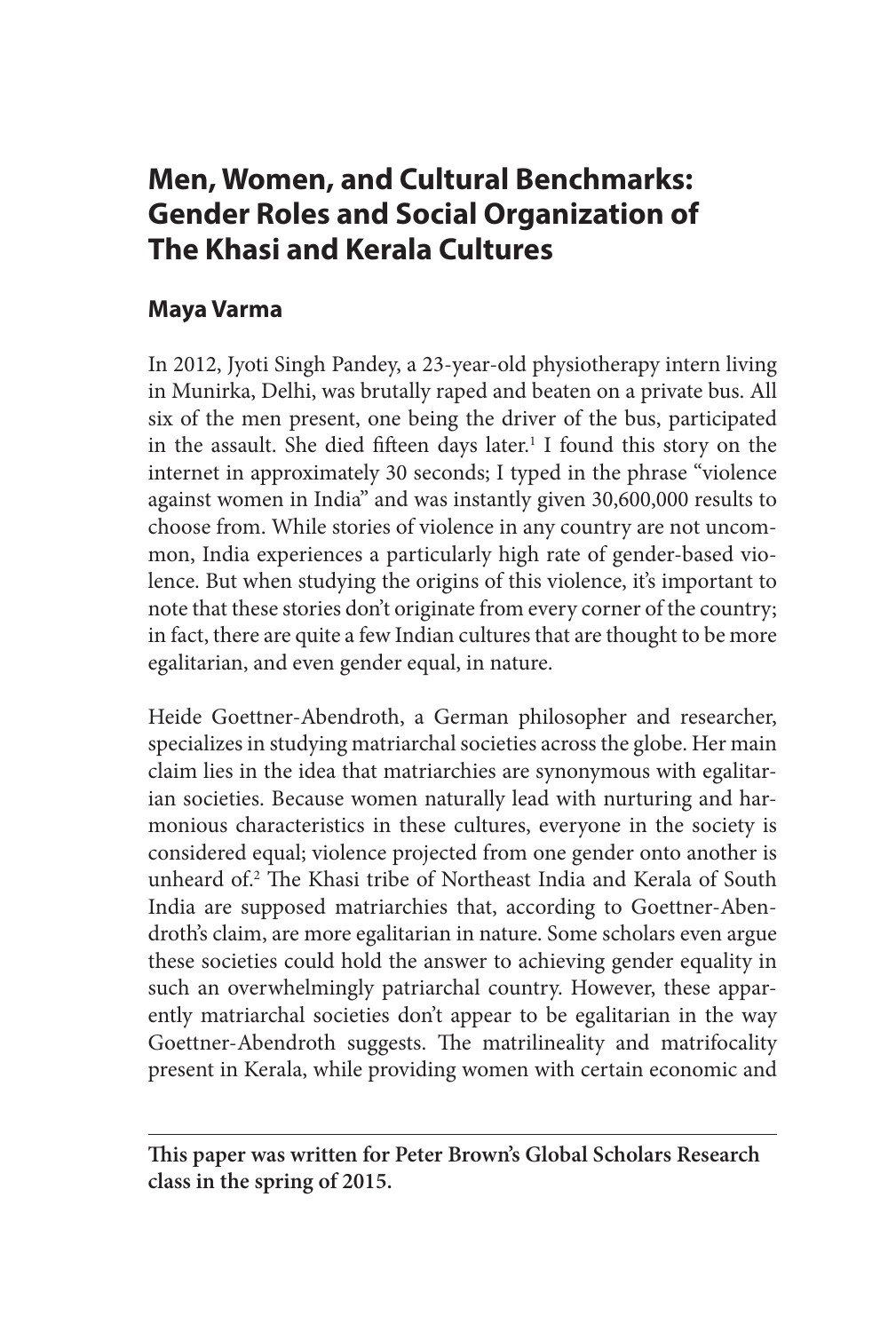# Men, Women, and Cultural Benchmarks: Gender Roles and Social Organization of The Khasi and Kerala Cultures

## Maya Varma

In 2012, Jyoti Singh Pandey, a 23-year-old physiotherapy intern living in Munirka, Delhi, was brutally raped and beaten on a private bus. All six of the men present, one being the driver of the bus, participated in the assault. She died fifteen days later.[1] I found this story on the internet in approximately 30 seconds; I typed in the phrase "violence against women in India" and was instantly given 30,600,000 results to choose from. While stories of violence in any country are not uncommon, India experiences a particularly high rate of gender-based violence. But when studying the origins of this violence, it's important to note that these stories don't originate from every corner of the country; in fact, there are quite a few Indian cultures that are thought to be more egalitarian, and even gender equal, in nature.

Heide Goettner-Abendroth, a German philosopher and researcher, specializes in studying matriarchal societies across the globe. Her main claim lies in the idea that matriarchies are synonymous with egalitarian societies. Because women naturally lead with nurturing and harmonious characteristics in these cultures, everyone in the society is considered equal; violence projected from one gender onto another is unheard of.[2] The Khasi tribe of Northeast India and Kerala of South India are supposed matriarchies that, according to Goettner-Abendroth's claim, are more egalitarian in nature. Some scholars even argue these societies could hold the answer to achieving gender equality in such an overwhelmingly patriarchal country. However, these apparently matriarchal societies don't appear to be egalitarian in the way Goettner-Abendroth suggests. The matrilineality and matrifocality present in Kerala, while providing women with certain economic and

---

**This paper was written for Peter Brown's Global Scholars Research class in the spring of 2015.**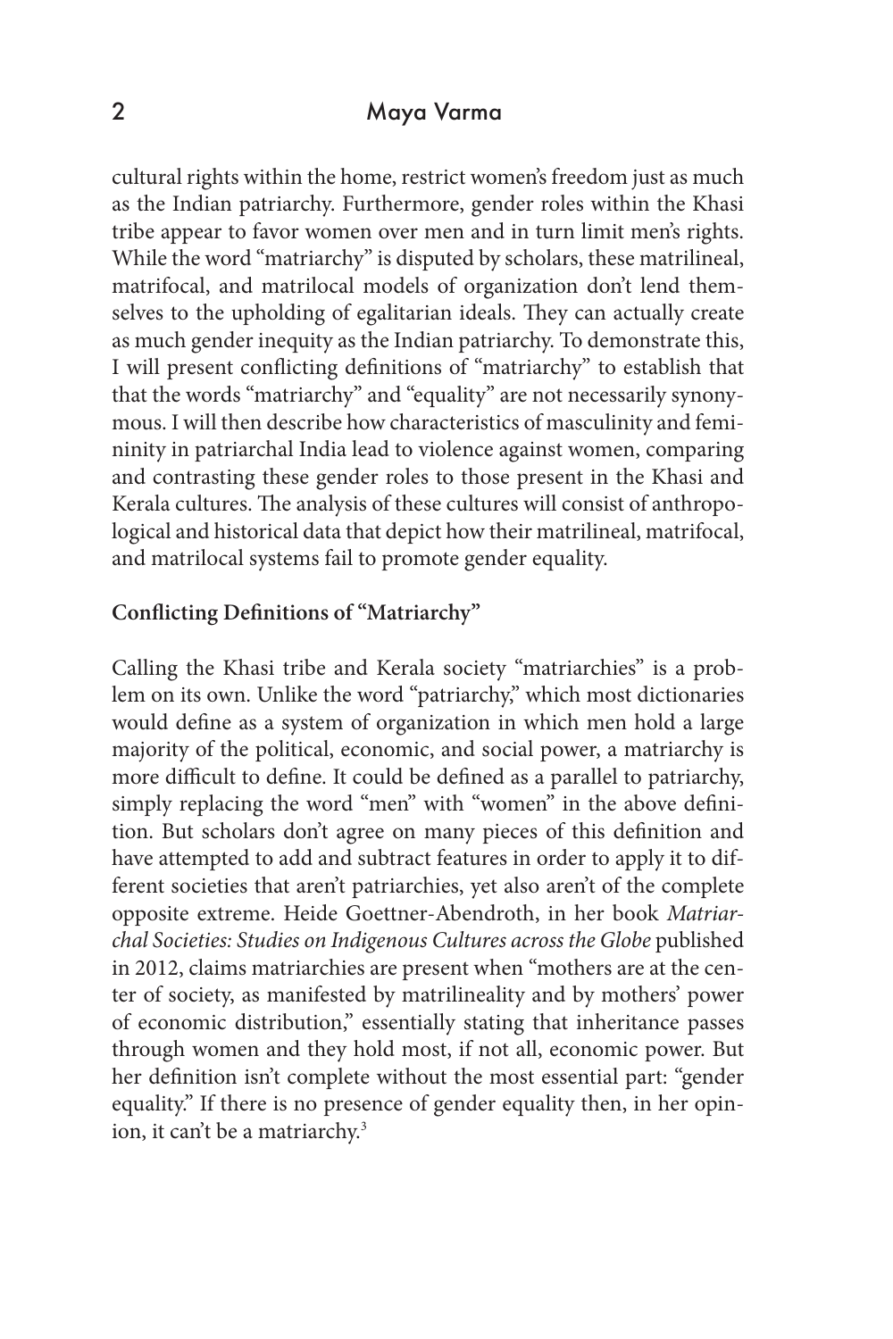cultural rights within the home, restrict women's freedom just as much as the Indian patriarchy. Furthermore, gender roles within the Khasi tribe appear to favor women over men and in turn limit men's rights. While the word "matriarchy" is disputed by scholars, these matrilineal, matrifocal, and matrilocal models of organization don't lend themselves to the upholding of egalitarian ideals. They can actually create as much gender inequity as the Indian patriarchy. To demonstrate this, I will present conflicting definitions of "matriarchy" to establish that that the words "matriarchy" and "equality" are not necessarily synonymous. I will then describe how characteristics of masculinity and femininity in patriarchal India lead to violence against women, comparing and contrasting these gender roles to those present in the Khasi and Kerala cultures. The analysis of these cultures will consist of anthropological and historical data that depict how their matrilineal, matrifocal, and matrilocal systems fail to promote gender equality.

## Conflicting Definitions of "Matriarchy"

Calling the Khasi tribe and Kerala society "matriarchies" is a problem on its own. Unlike the word "patriarchy," which most dictionaries would define as a system of organization in which men hold a large majority of the political, economic, and social power, a matriarchy is more difficult to define. It could be defined as a parallel to patriarchy, simply replacing the word "men" with "women" in the above definition. But scholars don't agree on many pieces of this definition and have attempted to add and subtract features in order to apply it to different societies that aren't patriarchies, yet also aren't of the complete opposite extreme. Heide Goettner-Abendroth, in her book *Matriarchal Societies: Studies on Indigenous Cultures across the Globe* published in 2012, claims matriarchies are present when "mothers are at the center of society, as manifested by matrilineality and by mothers' power of economic distribution," essentially stating that inheritance passes through women and they hold most, if not all, economic power. But her definition isn't complete without the most essential part: "gender equality." If there is no presence of gender equality then, in her opinion, it can't be a matriarchy.[3]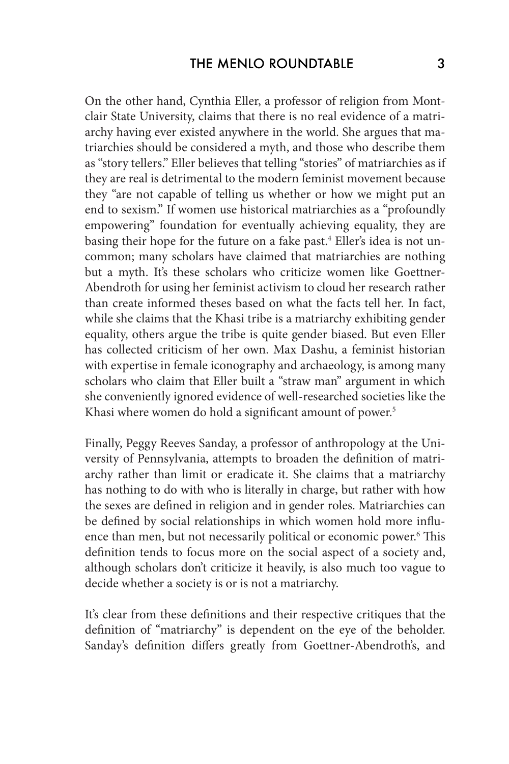On the other hand, Cynthia Eller, a professor of religion from Montclair State University, claims that there is no real evidence of a matriarchy having ever existed anywhere in the world. She argues that matriarchies should be considered a myth, and those who describe them as "story tellers." Eller believes that telling "stories" of matriarchies as if they are real is detrimental to the modern feminist movement because they "are not capable of telling us whether or how we might put an end to sexism." If women use historical matriarchies as a "profoundly empowering" foundation for eventually achieving equality, they are basing their hope for the future on a fake past.[4] Eller's idea is not uncommon; many scholars have claimed that matriarchies are nothing but a myth. It's these scholars who criticize women like Goettner-Abendroth for using her feminist activism to cloud her research rather than create informed theses based on what the facts tell her. In fact, while she claims that the Khasi tribe is a matriarchy exhibiting gender equality, others argue the tribe is quite gender biased. But even Eller has collected criticism of her own. Max Dashu, a feminist historian with expertise in female iconography and archaeology, is among many scholars who claim that Eller built a "straw man" argument in which she conveniently ignored evidence of well-researched societies like the Khasi where women do hold a significant amount of power.[5]

Finally, Peggy Reeves Sanday, a professor of anthropology at the University of Pennsylvania, attempts to broaden the definition of matriarchy rather than limit or eradicate it. She claims that a matriarchy has nothing to do with who is literally in charge, but rather with how the sexes are defined in religion and in gender roles. Matriarchies can be defined by social relationships in which women hold more influence than men, but not necessarily political or economic power.[6] This definition tends to focus more on the social aspect of a society and, although scholars don't criticize it heavily, is also much too vague to decide whether a society is or is not a matriarchy.

It's clear from these definitions and their respective critiques that the definition of "matriarchy" is dependent on the eye of the beholder. Sanday's definition differs greatly from Goettner-Abendroth's, and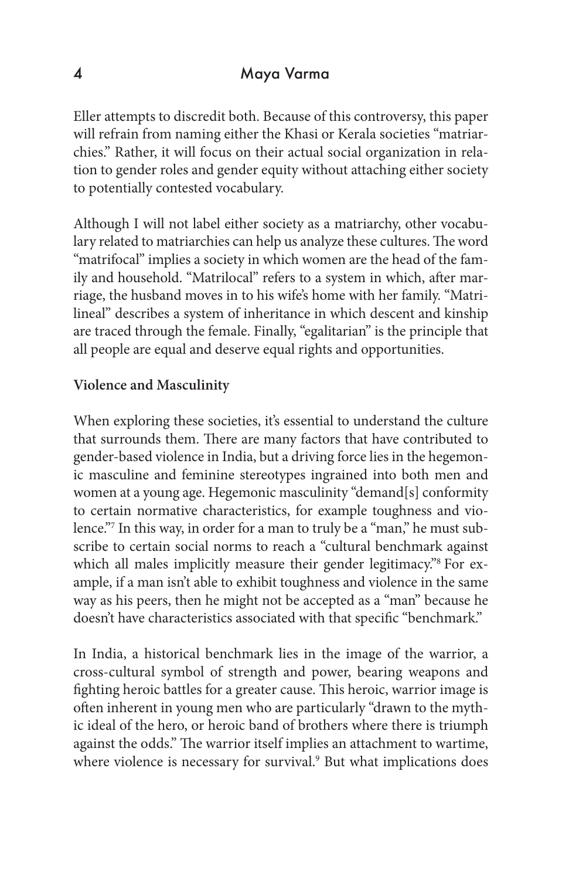Eller attempts to discredit both. Because of this controversy, this paper will refrain from naming either the Khasi or Kerala societies "matriarchies." Rather, it will focus on their actual social organization in relation to gender roles and gender equity without attaching either society to potentially contested vocabulary.

Although I will not label either society as a matriarchy, other vocabulary related to matriarchies can help us analyze these cultures. The word "matrifocal" implies a society in which women are the head of the family and household. "Matrilocal" refers to a system in which, after marriage, the husband moves in to his wife's home with her family. "Matrilineal" describes a system of inheritance in which descent and kinship are traced through the female. Finally, "egalitarian" is the principle that all people are equal and deserve equal rights and opportunities.

**Violence and Masculinity**

When exploring these societies, it's essential to understand the culture that surrounds them. There are many factors that have contributed to gender-based violence in India, but a driving force lies in the hegemonic masculine and feminine stereotypes ingrained into both men and women at a young age. Hegemonic masculinity "demand[s] conformity to certain normative characteristics, for example toughness and violence."[7] In this way, in order for a man to truly be a "man," he must subscribe to certain social norms to reach a "cultural benchmark against which all males implicitly measure their gender legitimacy."[8] For example, if a man isn't able to exhibit toughness and violence in the same way as his peers, then he might not be accepted as a "man" because he doesn't have characteristics associated with that specific "benchmark."

In India, a historical benchmark lies in the image of the warrior, a cross-cultural symbol of strength and power, bearing weapons and fighting heroic battles for a greater cause. This heroic, warrior image is often inherent in young men who are particularly "drawn to the mythic ideal of the hero, or heroic band of brothers where there is triumph against the odds." The warrior itself implies an attachment to wartime, where violence is necessary for survival.[9] But what implications does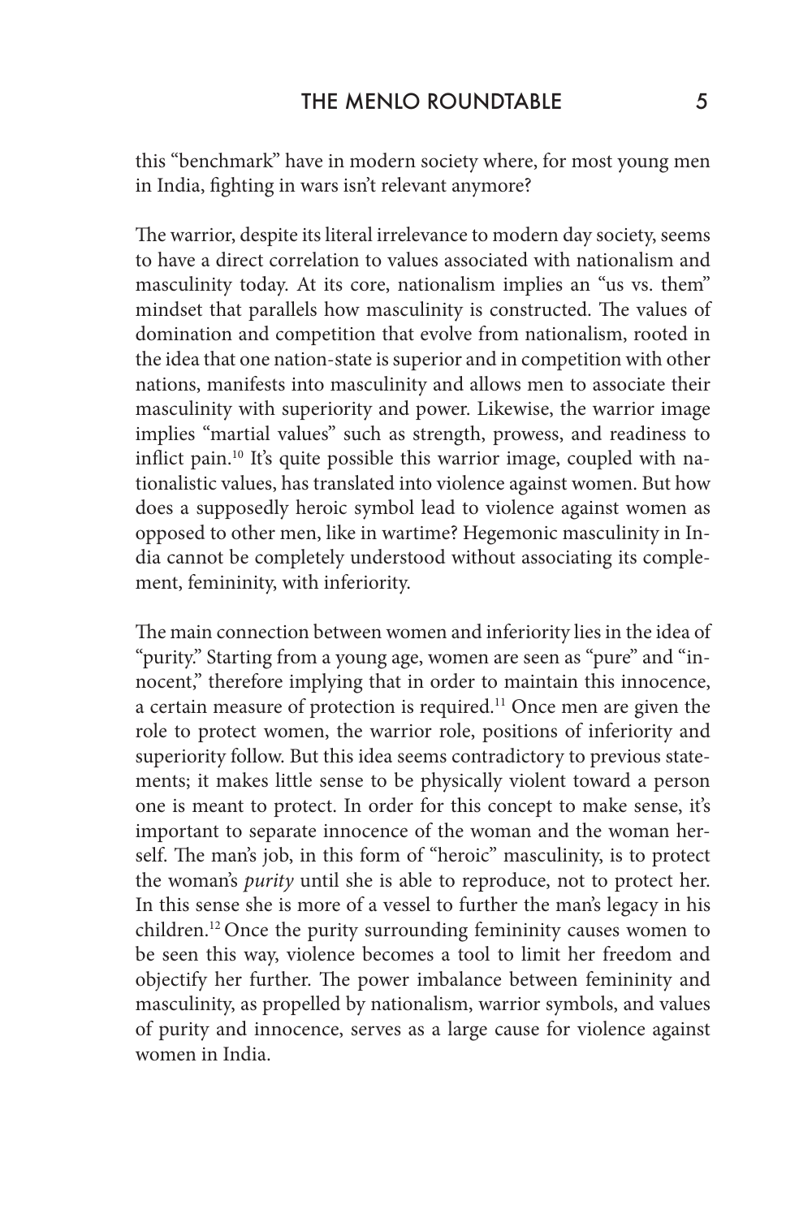this "benchmark" have in modern society where, for most young men in India, fighting in wars isn't relevant anymore?

The warrior, despite its literal irrelevance to modern day society, seems to have a direct correlation to values associated with nationalism and masculinity today. At its core, nationalism implies an "us vs. them" mindset that parallels how masculinity is constructed. The values of domination and competition that evolve from nationalism, rooted in the idea that one nation-state is superior and in competition with other nations, manifests into masculinity and allows men to associate their masculinity with superiority and power. Likewise, the warrior image implies "martial values" such as strength, prowess, and readiness to inflict pain.[10] It's quite possible this warrior image, coupled with nationalistic values, has translated into violence against women. But how does a supposedly heroic symbol lead to violence against women as opposed to other men, like in wartime? Hegemonic masculinity in India cannot be completely understood without associating its complement, femininity, with inferiority.

The main connection between women and inferiority lies in the idea of "purity." Starting from a young age, women are seen as "pure" and "innocent," therefore implying that in order to maintain this innocence, a certain measure of protection is required.[11] Once men are given the role to protect women, the warrior role, positions of inferiority and superiority follow. But this idea seems contradictory to previous statements; it makes little sense to be physically violent toward a person one is meant to protect. In order for this concept to make sense, it's important to separate innocence of the woman and the woman herself. The man's job, in this form of "heroic" masculinity, is to protect the woman's *purity* until she is able to reproduce, not to protect her. In this sense she is more of a vessel to further the man's legacy in his children.[12] Once the purity surrounding femininity causes women to be seen this way, violence becomes a tool to limit her freedom and objectify her further. The power imbalance between femininity and masculinity, as propelled by nationalism, warrior symbols, and values of purity and innocence, serves as a large cause for violence against women in India.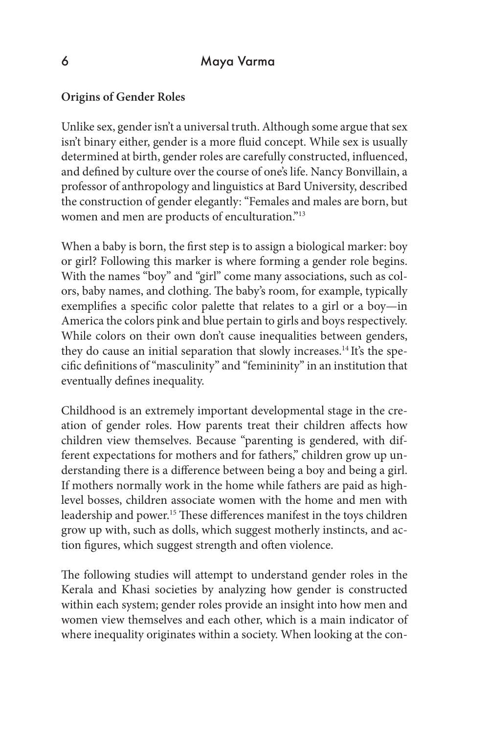**Origins of Gender Roles**

Unlike sex, gender isn't a universal truth. Although some argue that sex isn't binary either, gender is a more fluid concept. While sex is usually determined at birth, gender roles are carefully constructed, influenced, and defined by culture over the course of one's life. Nancy Bonvillain, a professor of anthropology and linguistics at Bard University, described the construction of gender elegantly: "Females and males are born, but women and men are products of enculturation."[13]

When a baby is born, the first step is to assign a biological marker: boy or girl? Following this marker is where forming a gender role begins. With the names "boy" and "girl" come many associations, such as colors, baby names, and clothing. The baby's room, for example, typically exemplifies a specific color palette that relates to a girl or a boy—in America the colors pink and blue pertain to girls and boys respectively. While colors on their own don't cause inequalities between genders, they do cause an initial separation that slowly increases.[14] It's the specific definitions of "masculinity" and "femininity" in an institution that eventually defines inequality.

Childhood is an extremely important developmental stage in the creation of gender roles. How parents treat their children affects how children view themselves. Because "parenting is gendered, with different expectations for mothers and for fathers," children grow up understanding there is a difference between being a boy and being a girl. If mothers normally work in the home while fathers are paid as high-level bosses, children associate women with the home and men with leadership and power.[15] These differences manifest in the toys children grow up with, such as dolls, which suggest motherly instincts, and action figures, which suggest strength and often violence.

The following studies will attempt to understand gender roles in the Kerala and Khasi societies by analyzing how gender is constructed within each system; gender roles provide an insight into how men and women view themselves and each other, which is a main indicator of where inequality originates within a society. When looking at the con-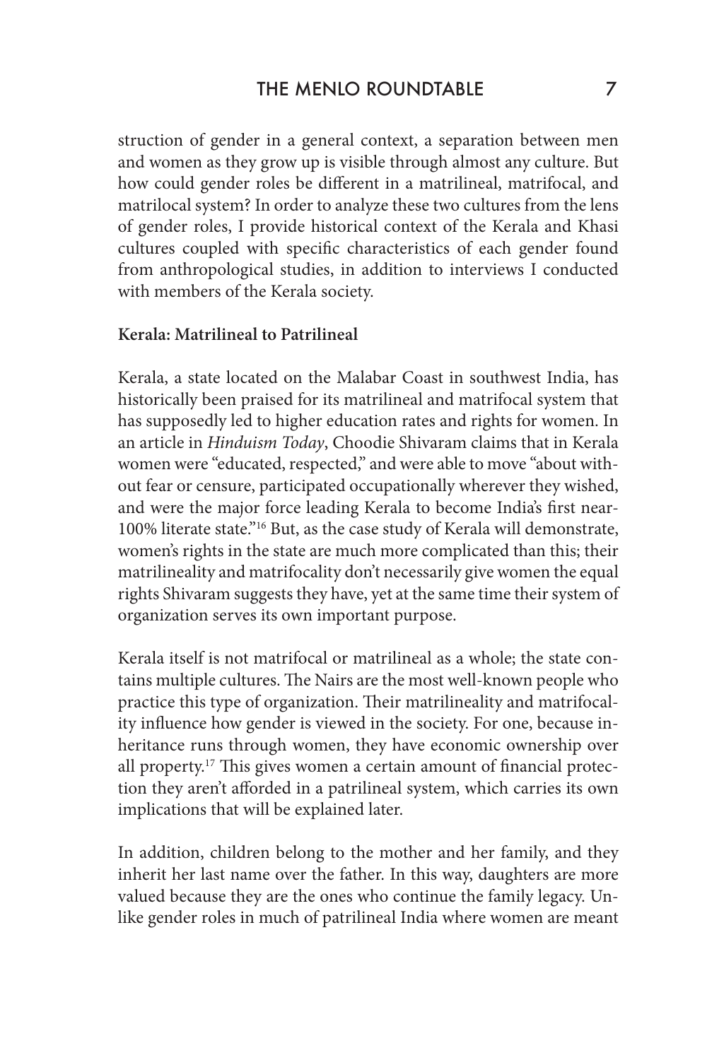struction of gender in a general context, a separation between men and women as they grow up is visible through almost any culture. But how could gender roles be different in a matrilineal, matrifocal, and matrilocal system? In order to analyze these two cultures from the lens of gender roles, I provide historical context of the Kerala and Khasi cultures coupled with specific characteristics of each gender found from anthropological studies, in addition to interviews I conducted with members of the Kerala society.

**Kerala: Matrilineal to Patrilineal**

Kerala, a state located on the Malabar Coast in southwest India, has historically been praised for its matrilineal and matrifocal system that has supposedly led to higher education rates and rights for women. In an article in *Hinduism Today*, Choodie Shivaram claims that in Kerala women were "educated, respected," and were able to move "about without fear or censure, participated occupationally wherever they wished, and were the major force leading Kerala to become India's first near-100% literate state."[16] But, as the case study of Kerala will demonstrate, women's rights in the state are much more complicated than this; their matrilineality and matrifocality don't necessarily give women the equal rights Shivaram suggests they have, yet at the same time their system of organization serves its own important purpose.

Kerala itself is not matrifocal or matrilineal as a whole; the state contains multiple cultures. The Nairs are the most well-known people who practice this type of organization. Their matrilineality and matrifocality influence how gender is viewed in the society. For one, because inheritance runs through women, they have economic ownership over all property.[17] This gives women a certain amount of financial protection they aren't afforded in a patrilineal system, which carries its own implications that will be explained later.

In addition, children belong to the mother and her family, and they inherit her last name over the father. In this way, daughters are more valued because they are the ones who continue the family legacy. Unlike gender roles in much of patrilineal India where women are meant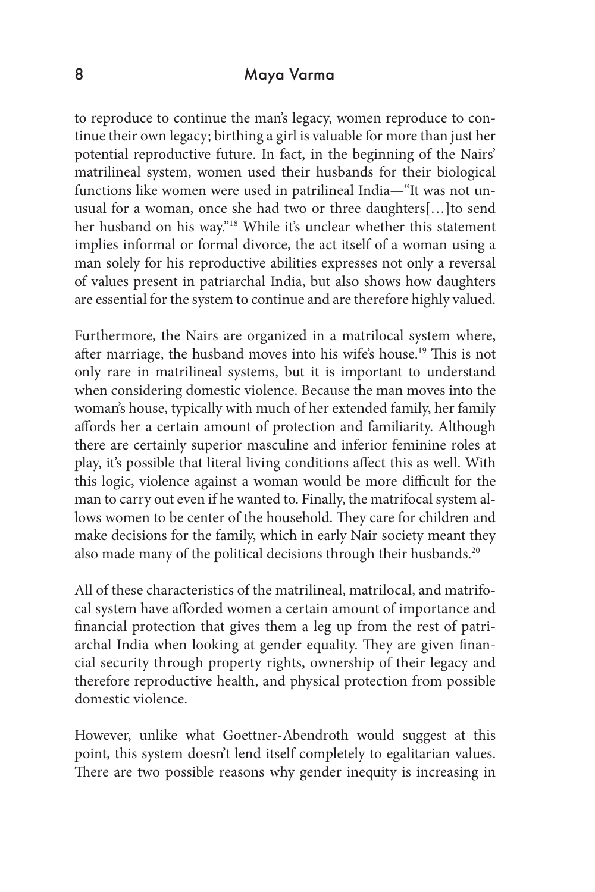to reproduce to continue the man's legacy, women reproduce to continue their own legacy; birthing a girl is valuable for more than just her potential reproductive future. In fact, in the beginning of the Nairs' matrilineal system, women used their husbands for their biological functions like women were used in patrilineal India—"It was not unusual for a woman, once she had two or three daughters[…]to send her husband on his way."[18] While it's unclear whether this statement implies informal or formal divorce, the act itself of a woman using a man solely for his reproductive abilities expresses not only a reversal of values present in patriarchal India, but also shows how daughters are essential for the system to continue and are therefore highly valued.

Furthermore, the Nairs are organized in a matrilocal system where, after marriage, the husband moves into his wife's house.[19] This is not only rare in matrilineal systems, but it is important to understand when considering domestic violence. Because the man moves into the woman's house, typically with much of her extended family, her family affords her a certain amount of protection and familiarity. Although there are certainly superior masculine and inferior feminine roles at play, it's possible that literal living conditions affect this as well. With this logic, violence against a woman would be more difficult for the man to carry out even if he wanted to. Finally, the matrifocal system allows women to be center of the household. They care for children and make decisions for the family, which in early Nair society meant they also made many of the political decisions through their husbands.[20]

All of these characteristics of the matrilineal, matrilocal, and matrifocal system have afforded women a certain amount of importance and financial protection that gives them a leg up from the rest of patriarchal India when looking at gender equality. They are given financial security through property rights, ownership of their legacy and therefore reproductive health, and physical protection from possible domestic violence.

However, unlike what Goettner-Abendroth would suggest at this point, this system doesn't lend itself completely to egalitarian values. There are two possible reasons why gender inequity is increasing in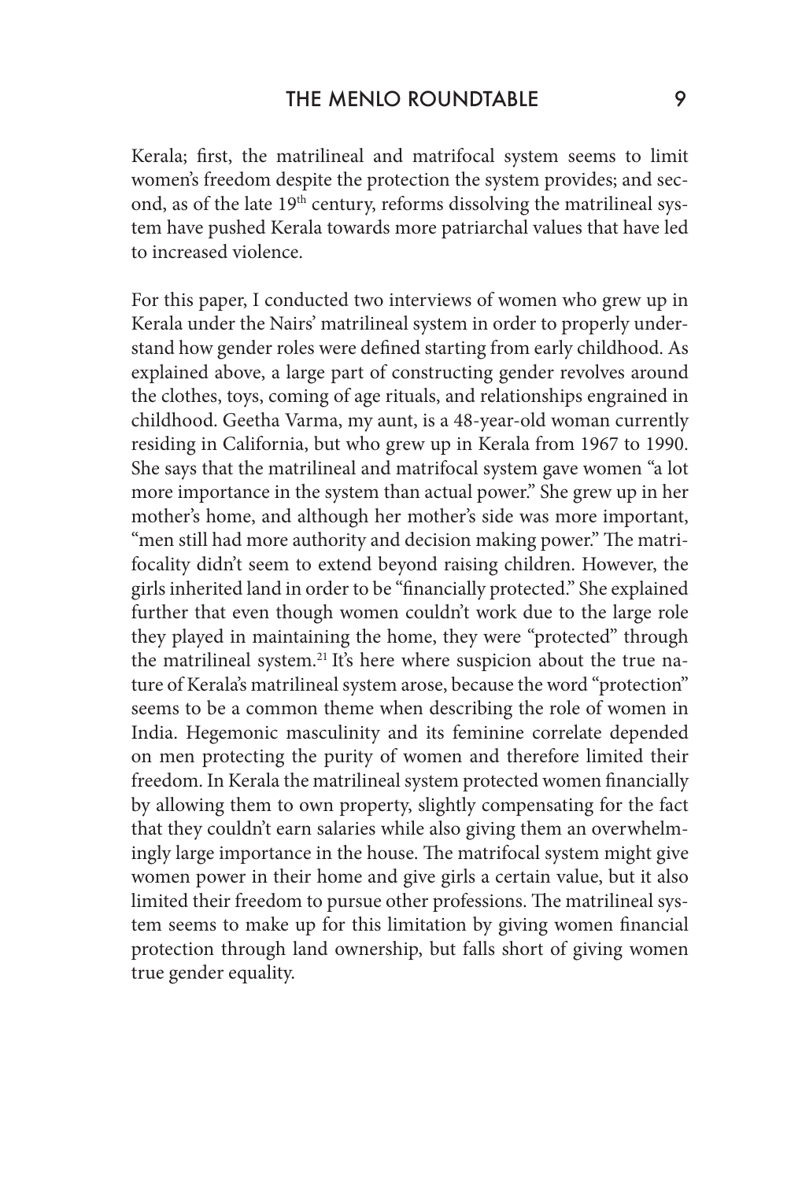Kerala; first, the matrilineal and matrifocal system seems to limit women's freedom despite the protection the system provides; and second, as of the late 19th century, reforms dissolving the matrilineal system have pushed Kerala towards more patriarchal values that have led to increased violence.

For this paper, I conducted two interviews of women who grew up in Kerala under the Nairs' matrilineal system in order to properly understand how gender roles were defined starting from early childhood. As explained above, a large part of constructing gender revolves around the clothes, toys, coming of age rituals, and relationships engrained in childhood. Geetha Varma, my aunt, is a 48-year-old woman currently residing in California, but who grew up in Kerala from 1967 to 1990. She says that the matrilineal and matrifocal system gave women "a lot more importance in the system than actual power." She grew up in her mother's home, and although her mother's side was more important, "men still had more authority and decision making power." The matrifocality didn't seem to extend beyond raising children. However, the girls inherited land in order to be "financially protected." She explained further that even though women couldn't work due to the large role they played in maintaining the home, they were "protected" through the matrilineal system.[21] It's here where suspicion about the true nature of Kerala's matrilineal system arose, because the word "protection" seems to be a common theme when describing the role of women in India. Hegemonic masculinity and its feminine correlate depended on men protecting the purity of women and therefore limited their freedom. In Kerala the matrilineal system protected women financially by allowing them to own property, slightly compensating for the fact that they couldn't earn salaries while also giving them an overwhelmingly large importance in the house. The matrifocal system might give women power in their home and give girls a certain value, but it also limited their freedom to pursue other professions. The matrilineal system seems to make up for this limitation by giving women financial protection through land ownership, but falls short of giving women true gender equality.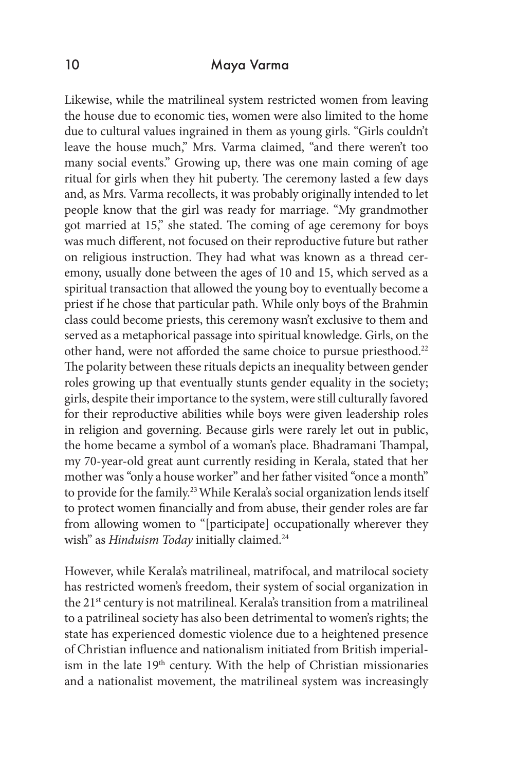Likewise, while the matrilineal system restricted women from leaving the house due to economic ties, women were also limited to the home due to cultural values ingrained in them as young girls. "Girls couldn't leave the house much," Mrs. Varma claimed, "and there weren't too many social events." Growing up, there was one main coming of age ritual for girls when they hit puberty. The ceremony lasted a few days and, as Mrs. Varma recollects, it was probably originally intended to let people know that the girl was ready for marriage. "My grandmother got married at 15," she stated. The coming of age ceremony for boys was much different, not focused on their reproductive future but rather on religious instruction. They had what was known as a thread ceremony, usually done between the ages of 10 and 15, which served as a spiritual transaction that allowed the young boy to eventually become a priest if he chose that particular path. While only boys of the Brahmin class could become priests, this ceremony wasn't exclusive to them and served as a metaphorical passage into spiritual knowledge. Girls, on the other hand, were not afforded the same choice to pursue priesthood.[22] The polarity between these rituals depicts an inequality between gender roles growing up that eventually stunts gender equality in the society; girls, despite their importance to the system, were still culturally favored for their reproductive abilities while boys were given leadership roles in religion and governing. Because girls were rarely let out in public, the home became a symbol of a woman's place. Bhadramani Thampal, my 70-year-old great aunt currently residing in Kerala, stated that her mother was "only a house worker" and her father visited "once a month" to provide for the family.[23] While Kerala's social organization lends itself to protect women financially and from abuse, their gender roles are far from allowing women to "[participate] occupationally wherever they wish" as *Hinduism Today* initially claimed.[24]

However, while Kerala's matrilineal, matrifocal, and matrilocal society has restricted women's freedom, their system of social organization in the 21st century is not matrilineal. Kerala's transition from a matrilineal to a patrilineal society has also been detrimental to women's rights; the state has experienced domestic violence due to a heightened presence of Christian influence and nationalism initiated from British imperialism in the late 19th century. With the help of Christian missionaries and a nationalist movement, the matrilineal system was increasingly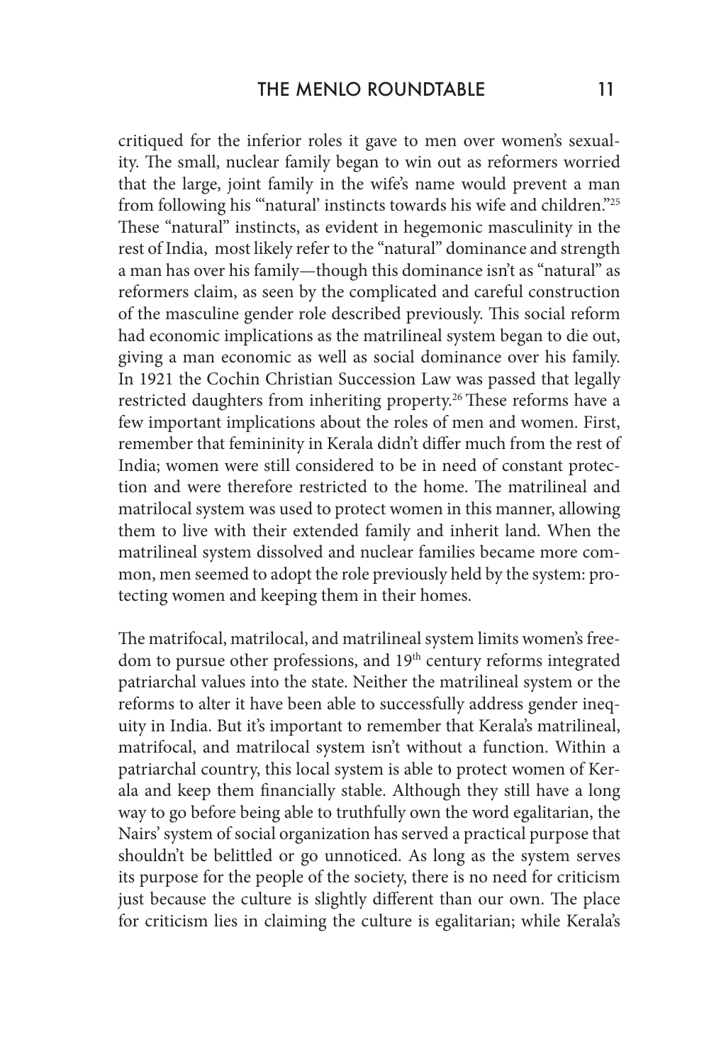critiqued for the inferior roles it gave to men over women's sexuality. The small, nuclear family began to win out as reformers worried that the large, joint family in the wife's name would prevent a man from following his "'natural' instincts towards his wife and children."[25] These "natural" instincts, as evident in hegemonic masculinity in the rest of India, most likely refer to the "natural" dominance and strength a man has over his family—though this dominance isn't as "natural" as reformers claim, as seen by the complicated and careful construction of the masculine gender role described previously. This social reform had economic implications as the matrilineal system began to die out, giving a man economic as well as social dominance over his family. In 1921 the Cochin Christian Succession Law was passed that legally restricted daughters from inheriting property.[26] These reforms have a few important implications about the roles of men and women. First, remember that femininity in Kerala didn't differ much from the rest of India; women were still considered to be in need of constant protection and were therefore restricted to the home. The matrilineal and matrilocal system was used to protect women in this manner, allowing them to live with their extended family and inherit land. When the matrilineal system dissolved and nuclear families became more common, men seemed to adopt the role previously held by the system: protecting women and keeping them in their homes.

The matrifocal, matrilocal, and matrilineal system limits women's freedom to pursue other professions, and 19th century reforms integrated patriarchal values into the state. Neither the matrilineal system or the reforms to alter it have been able to successfully address gender inequity in India. But it's important to remember that Kerala's matrilineal, matrifocal, and matrilocal system isn't without a function. Within a patriarchal country, this local system is able to protect women of Kerala and keep them financially stable. Although they still have a long way to go before being able to truthfully own the word egalitarian, the Nairs' system of social organization has served a practical purpose that shouldn't be belittled or go unnoticed. As long as the system serves its purpose for the people of the society, there is no need for criticism just because the culture is slightly different than our own. The place for criticism lies in claiming the culture is egalitarian; while Kerala's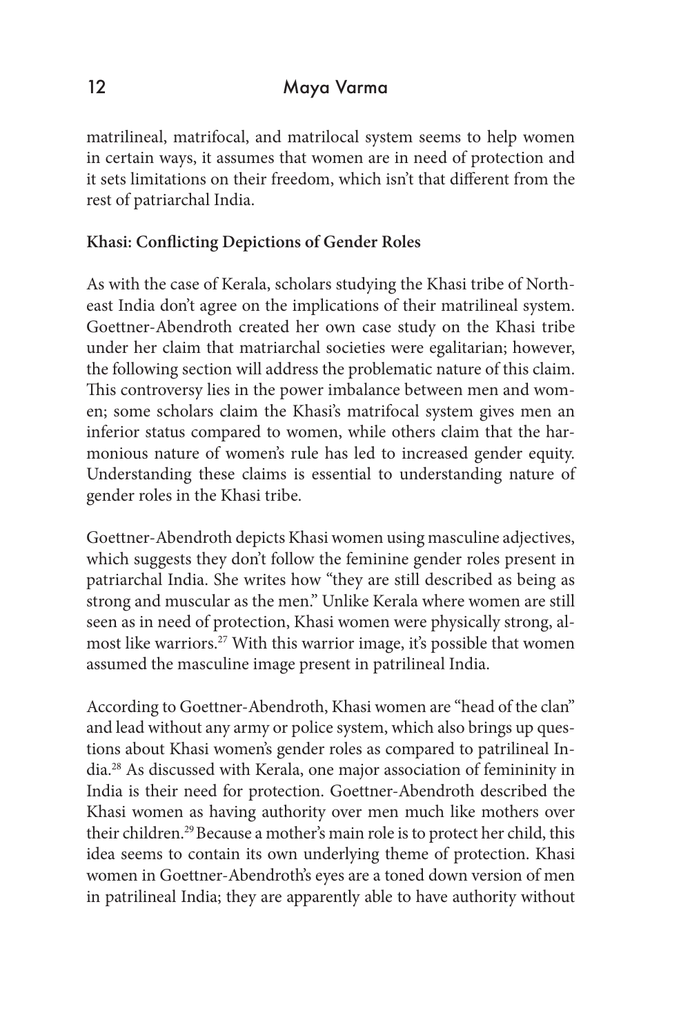matrilineal, matrifocal, and matrilocal system seems to help women in certain ways, it assumes that women are in need of protection and it sets limitations on their freedom, which isn't that different from the rest of patriarchal India.

**Khasi: Conflicting Depictions of Gender Roles**

As with the case of Kerala, scholars studying the Khasi tribe of Northeast India don't agree on the implications of their matrilineal system. Goettner-Abendroth created her own case study on the Khasi tribe under her claim that matriarchal societies were egalitarian; however, the following section will address the problematic nature of this claim. This controversy lies in the power imbalance between men and women; some scholars claim the Khasi's matrifocal system gives men an inferior status compared to women, while others claim that the harmonious nature of women's rule has led to increased gender equity. Understanding these claims is essential to understanding nature of gender roles in the Khasi tribe.

Goettner-Abendroth depicts Khasi women using masculine adjectives, which suggests they don't follow the feminine gender roles present in patriarchal India. She writes how "they are still described as being as strong and muscular as the men." Unlike Kerala where women are still seen as in need of protection, Khasi women were physically strong, almost like warriors.[27] With this warrior image, it's possible that women assumed the masculine image present in patrilineal India.

According to Goettner-Abendroth, Khasi women are "head of the clan" and lead without any army or police system, which also brings up questions about Khasi women's gender roles as compared to patrilineal India.[28] As discussed with Kerala, one major association of femininity in India is their need for protection. Goettner-Abendroth described the Khasi women as having authority over men much like mothers over their children.[29] Because a mother's main role is to protect her child, this idea seems to contain its own underlying theme of protection. Khasi women in Goettner-Abendroth's eyes are a toned down version of men in patrilineal India; they are apparently able to have authority without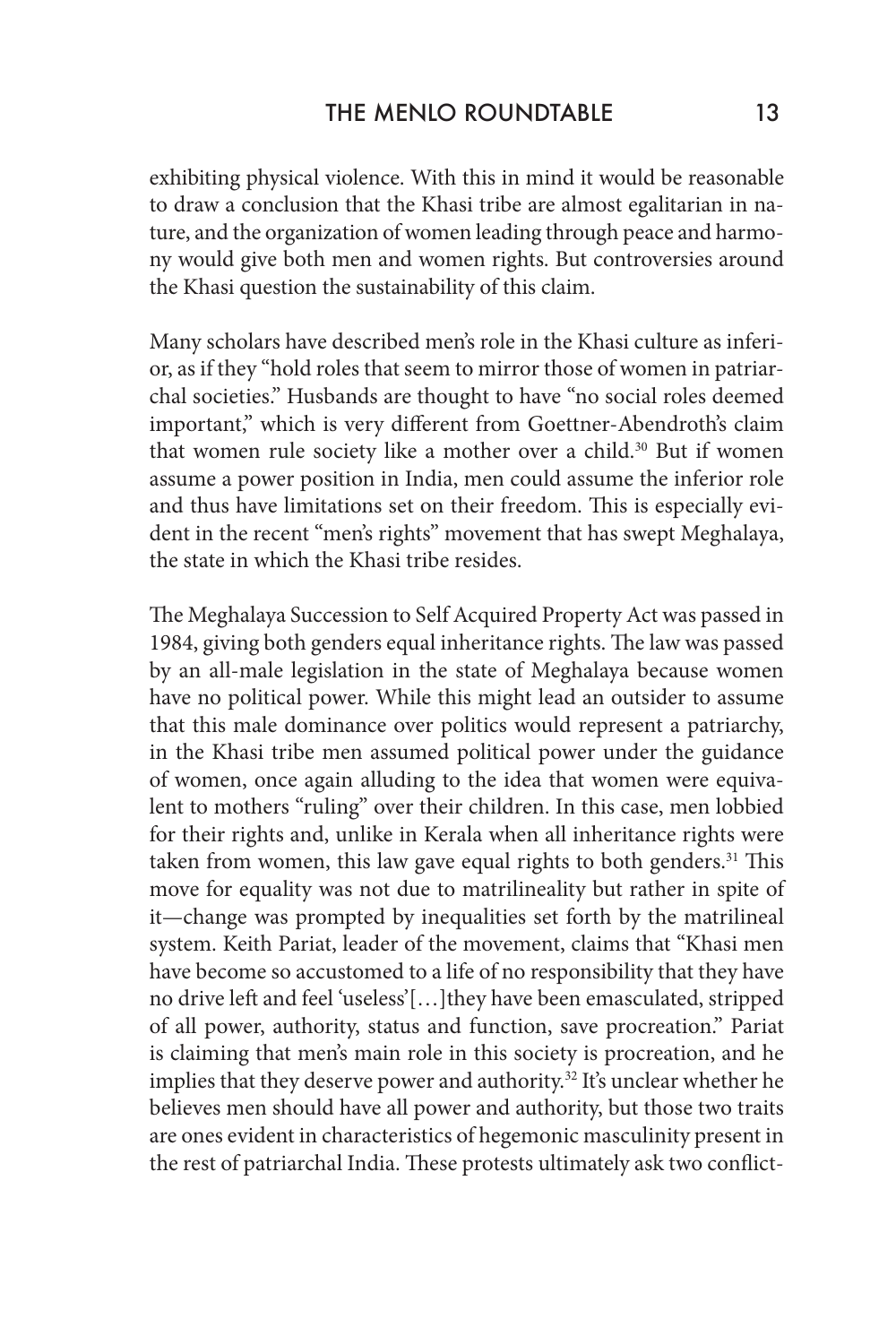exhibiting physical violence. With this in mind it would be reasonable to draw a conclusion that the Khasi tribe are almost egalitarian in nature, and the organization of women leading through peace and harmony would give both men and women rights. But controversies around the Khasi question the sustainability of this claim.

Many scholars have described men's role in the Khasi culture as inferior, as if they "hold roles that seem to mirror those of women in patriarchal societies." Husbands are thought to have "no social roles deemed important," which is very different from Goettner-Abendroth's claim that women rule society like a mother over a child.[30] But if women assume a power position in India, men could assume the inferior role and thus have limitations set on their freedom. This is especially evident in the recent "men's rights" movement that has swept Meghalaya, the state in which the Khasi tribe resides.

The Meghalaya Succession to Self Acquired Property Act was passed in 1984, giving both genders equal inheritance rights. The law was passed by an all-male legislation in the state of Meghalaya because women have no political power. While this might lead an outsider to assume that this male dominance over politics would represent a patriarchy, in the Khasi tribe men assumed political power under the guidance of women, once again alluding to the idea that women were equivalent to mothers "ruling" over their children. In this case, men lobbied for their rights and, unlike in Kerala when all inheritance rights were taken from women, this law gave equal rights to both genders.[31] This move for equality was not due to matrilineality but rather in spite of it—change was prompted by inequalities set forth by the matrilineal system. Keith Pariat, leader of the movement, claims that "Khasi men have become so accustomed to a life of no responsibility that they have no drive left and feel 'useless'[…]they have been emasculated, stripped of all power, authority, status and function, save procreation." Pariat is claiming that men's main role in this society is procreation, and he implies that they deserve power and authority.[32] It's unclear whether he believes men should have all power and authority, but those two traits are ones evident in characteristics of hegemonic masculinity present in the rest of patriarchal India. These protests ultimately ask two conflict-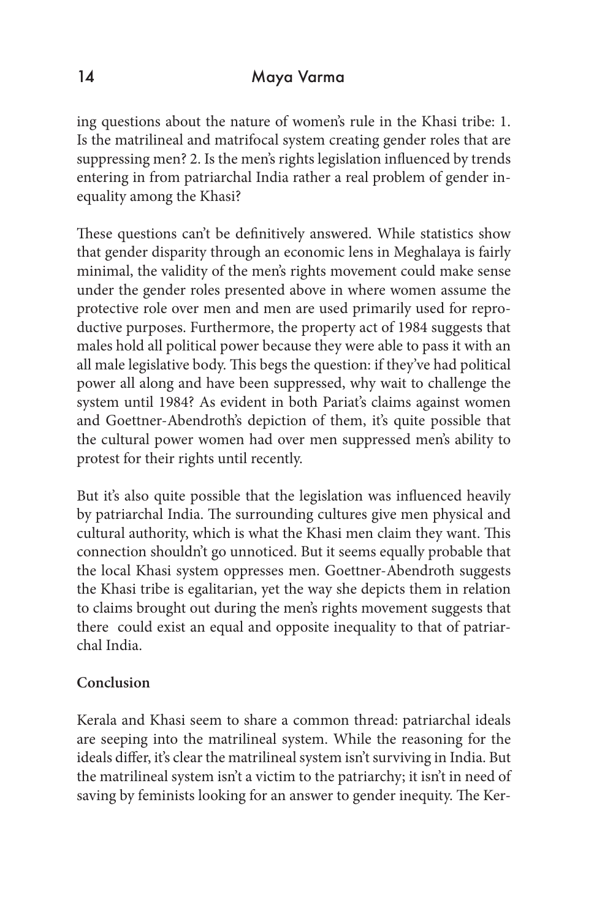ing questions about the nature of women's rule in the Khasi tribe: 1. Is the matrilineal and matrifocal system creating gender roles that are suppressing men? 2. Is the men's rights legislation influenced by trends entering in from patriarchal India rather a real problem of gender inequality among the Khasi?

These questions can't be definitively answered. While statistics show that gender disparity through an economic lens in Meghalaya is fairly minimal, the validity of the men's rights movement could make sense under the gender roles presented above in where women assume the protective role over men and men are used primarily used for reproductive purposes. Furthermore, the property act of 1984 suggests that males hold all political power because they were able to pass it with an all male legislative body. This begs the question: if they've had political power all along and have been suppressed, why wait to challenge the system until 1984? As evident in both Pariat's claims against women and Goettner-Abendroth's depiction of them, it's quite possible that the cultural power women had over men suppressed men's ability to protest for their rights until recently.

But it's also quite possible that the legislation was influenced heavily by patriarchal India. The surrounding cultures give men physical and cultural authority, which is what the Khasi men claim they want. This connection shouldn't go unnoticed. But it seems equally probable that the local Khasi system oppresses men. Goettner-Abendroth suggests the Khasi tribe is egalitarian, yet the way she depicts them in relation to claims brought out during the men's rights movement suggests that there could exist an equal and opposite inequality to that of patriarchal India.

**Conclusion**

Kerala and Khasi seem to share a common thread: patriarchal ideals are seeping into the matrilineal system. While the reasoning for the ideals differ, it's clear the matrilineal system isn't surviving in India. But the matrilineal system isn't a victim to the patriarchy; it isn't in need of saving by feminists looking for an answer to gender inequity. The Ker-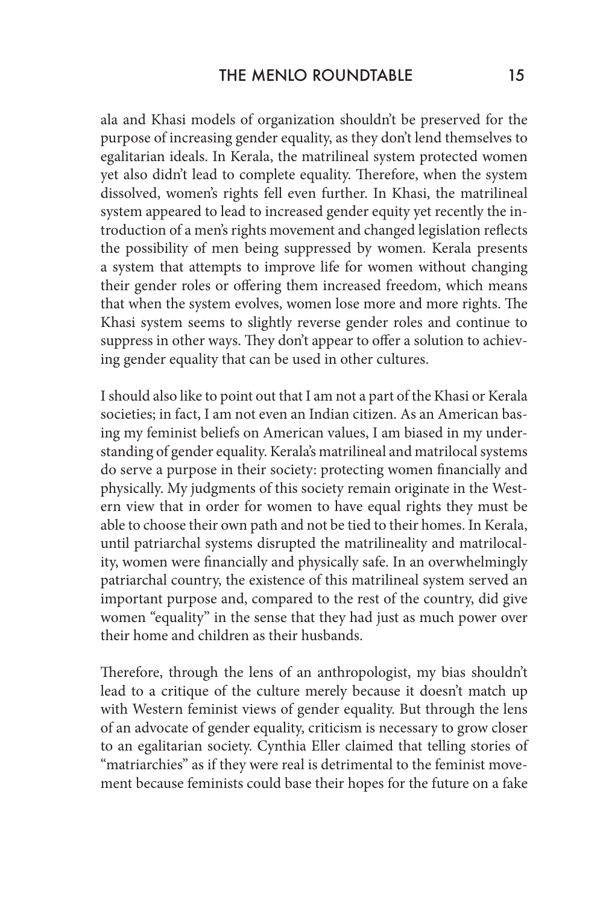ala and Khasi models of organization shouldn't be preserved for the purpose of increasing gender equality, as they don't lend themselves to egalitarian ideals. In Kerala, the matrilineal system protected women yet also didn't lead to complete equality. Therefore, when the system dissolved, women's rights fell even further. In Khasi, the matrilineal system appeared to lead to increased gender equity yet recently the introduction of a men's rights movement and changed legislation reflects the possibility of men being suppressed by women. Kerala presents a system that attempts to improve life for women without changing their gender roles or offering them increased freedom, which means that when the system evolves, women lose more and more rights. The Khasi system seems to slightly reverse gender roles and continue to suppress in other ways. They don't appear to offer a solution to achieving gender equality that can be used in other cultures.

I should also like to point out that I am not a part of the Khasi or Kerala societies; in fact, I am not even an Indian citizen. As an American basing my feminist beliefs on American values, I am biased in my understanding of gender equality. Kerala's matrilineal and matrilocal systems do serve a purpose in their society: protecting women financially and physically. My judgments of this society remain originate in the Western view that in order for women to have equal rights they must be able to choose their own path and not be tied to their homes. In Kerala, until patriarchal systems disrupted the matrilineality and matrilocality, women were financially and physically safe. In an overwhelmingly patriarchal country, the existence of this matrilineal system served an important purpose and, compared to the rest of the country, did give women "equality" in the sense that they had just as much power over their home and children as their husbands.

Therefore, through the lens of an anthropologist, my bias shouldn't lead to a critique of the culture merely because it doesn't match up with Western feminist views of gender equality. But through the lens of an advocate of gender equality, criticism is necessary to grow closer to an egalitarian society. Cynthia Eller claimed that telling stories of "matriarchies" as if they were real is detrimental to the feminist movement because feminists could base their hopes for the future on a fake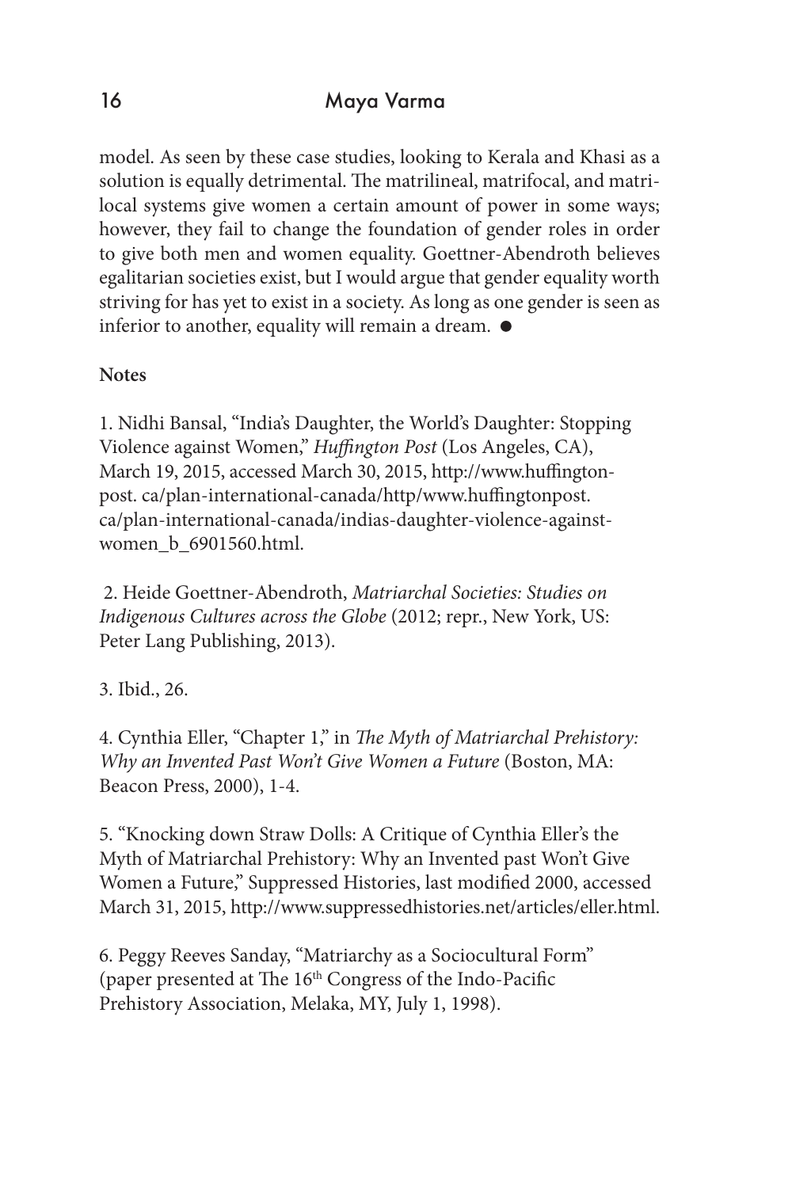model. As seen by these case studies, looking to Kerala and Khasi as a solution is equally detrimental. The matrilineal, matrifocal, and matrilocal systems give women a certain amount of power in some ways; however, they fail to change the foundation of gender roles in order to give both men and women equality. Goettner-Abendroth believes egalitarian societies exist, but I would argue that gender equality worth striving for has yet to exist in a society. As long as one gender is seen as inferior to another, equality will remain a dream. ●

**Notes**

1. Nidhi Bansal, "India's Daughter, the World's Daughter: Stopping Violence against Women," *Huffington Post* (Los Angeles, CA), March 19, 2015, accessed March 30, 2015, http://www.huffingtonpost. ca/plan-international-canada/http/www.huffingtonpost. ca/plan-international-canada/indias-daughter-violence-against-women_b_6901560.html.

2. Heide Goettner-Abendroth, *Matriarchal Societies: Studies on Indigenous Cultures across the Globe* (2012; repr., New York, US: Peter Lang Publishing, 2013).

3. Ibid., 26.

4. Cynthia Eller, "Chapter 1," in *The Myth of Matriarchal Prehistory: Why an Invented Past Won't Give Women a Future* (Boston, MA: Beacon Press, 2000), 1-4.

5. "Knocking down Straw Dolls: A Critique of Cynthia Eller's the Myth of Matriarchal Prehistory: Why an Invented past Won't Give Women a Future," Suppressed Histories, last modified 2000, accessed March 31, 2015, http://www.suppressedhistories.net/articles/eller.html.

6. Peggy Reeves Sanday, "Matriarchy as a Sociocultural Form" (paper presented at The 16th Congress of the Indo-Pacific Prehistory Association, Melaka, MY, July 1, 1998).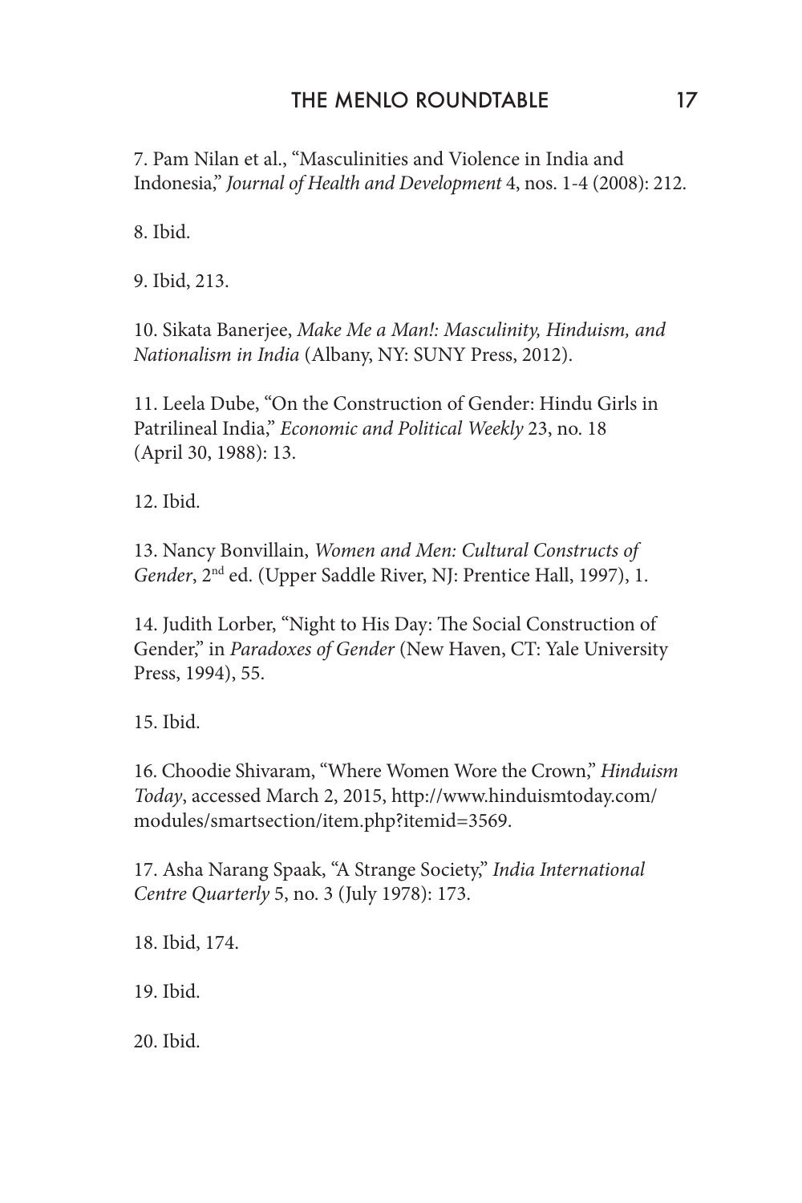7. Pam Nilan et al., "Masculinities and Violence in India and Indonesia," *Journal of Health and Development* 4, nos. 1-4 (2008): 212.

8. Ibid.

9. Ibid, 213.

10. Sikata Banerjee, *Make Me a Man!: Masculinity, Hinduism, and Nationalism in India* (Albany, NY: SUNY Press, 2012).

11. Leela Dube, "On the Construction of Gender: Hindu Girls in Patrilineal India," *Economic and Political Weekly* 23, no. 18 (April 30, 1988): 13.

12. Ibid.

13. Nancy Bonvillain, *Women and Men: Cultural Constructs of Gender*, 2nd ed. (Upper Saddle River, NJ: Prentice Hall, 1997), 1.

14. Judith Lorber, "Night to His Day: The Social Construction of Gender," in *Paradoxes of Gender* (New Haven, CT: Yale University Press, 1994), 55.

15. Ibid.

16. Choodie Shivaram, "Where Women Wore the Crown," *Hinduism Today*, accessed March 2, 2015, http://www.hinduismtoday.com/modules/smartsection/item.php?itemid=3569.

17. Asha Narang Spaak, "A Strange Society," *India International Centre Quarterly* 5, no. 3 (July 1978): 173.

18. Ibid, 174.

19. Ibid.

20. Ibid.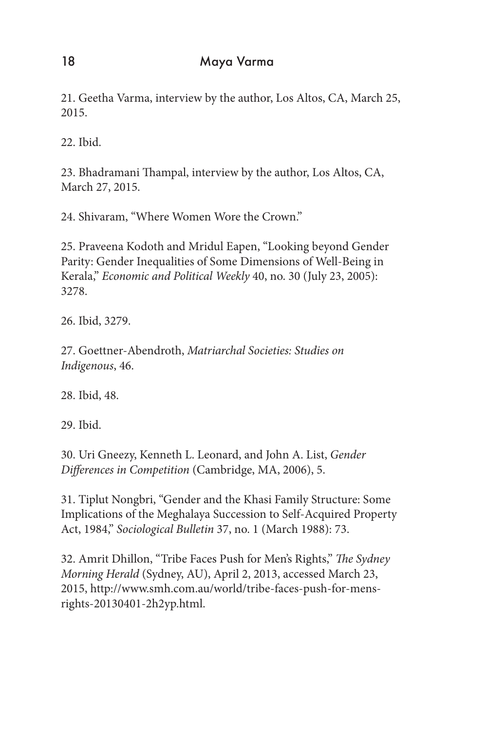21. Geetha Varma, interview by the author, Los Altos, CA, March 25, 2015.

22. Ibid.

23. Bhadramani Thampal, interview by the author, Los Altos, CA, March 27, 2015.

24. Shivaram, "Where Women Wore the Crown."

25. Praveena Kodoth and Mridul Eapen, "Looking beyond Gender Parity: Gender Inequalities of Some Dimensions of Well-Being in Kerala," *Economic and Political Weekly* 40, no. 30 (July 23, 2005): 3278.

26. Ibid, 3279.

27. Goettner-Abendroth, *Matriarchal Societies: Studies on Indigenous*, 46.

28. Ibid, 48.

29. Ibid.

30. Uri Gneezy, Kenneth L. Leonard, and John A. List, *Gender Differences in Competition* (Cambridge, MA, 2006), 5.

31. Tiplut Nongbri, "Gender and the Khasi Family Structure: Some Implications of the Meghalaya Succession to Self-Acquired Property Act, 1984," *Sociological Bulletin* 37, no. 1 (March 1988): 73.

32. Amrit Dhillon, "Tribe Faces Push for Men's Rights," *The Sydney Morning Herald* (Sydney, AU), April 2, 2013, accessed March 23, 2015, http://www.smh.com.au/world/tribe-faces-push-for-mens-rights-20130401-2h2yp.html.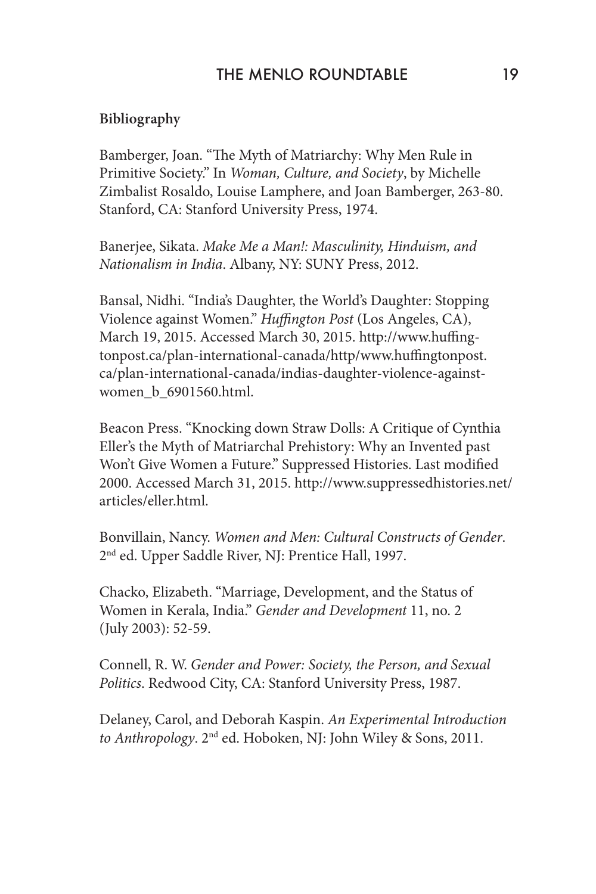**Bibliography**

Bamberger, Joan. "The Myth of Matriarchy: Why Men Rule in Primitive Society." In *Woman, Culture, and Society*, by Michelle Zimbalist Rosaldo, Louise Lamphere, and Joan Bamberger, 263-80. Stanford, CA: Stanford University Press, 1974.

Banerjee, Sikata. *Make Me a Man!: Masculinity, Hinduism, and Nationalism in India*. Albany, NY: SUNY Press, 2012.

Bansal, Nidhi. "India's Daughter, the World's Daughter: Stopping Violence against Women." *Huffington Post* (Los Angeles, CA), March 19, 2015. Accessed March 30, 2015. http://www.huffingtonpost.ca/plan-international-canada/http/www.huffingtonpost.ca/plan-international-canada/indias-daughter-violence-against-women_b_6901560.html.

Beacon Press. "Knocking down Straw Dolls: A Critique of Cynthia Eller's the Myth of Matriarchal Prehistory: Why an Invented past Won't Give Women a Future." Suppressed Histories. Last modified 2000. Accessed March 31, 2015. http://www.suppressedhistories.net/articles/eller.html.

Bonvillain, Nancy. *Women and Men: Cultural Constructs of Gender*. 2nd ed. Upper Saddle River, NJ: Prentice Hall, 1997.

Chacko, Elizabeth. "Marriage, Development, and the Status of Women in Kerala, India." *Gender and Development* 11, no. 2 (July 2003): 52-59.

Connell, R. W. *Gender and Power: Society, the Person, and Sexual Politics*. Redwood City, CA: Stanford University Press, 1987.

Delaney, Carol, and Deborah Kaspin. *An Experimental Introduction to Anthropology*. 2nd ed. Hoboken, NJ: John Wiley & Sons, 2011.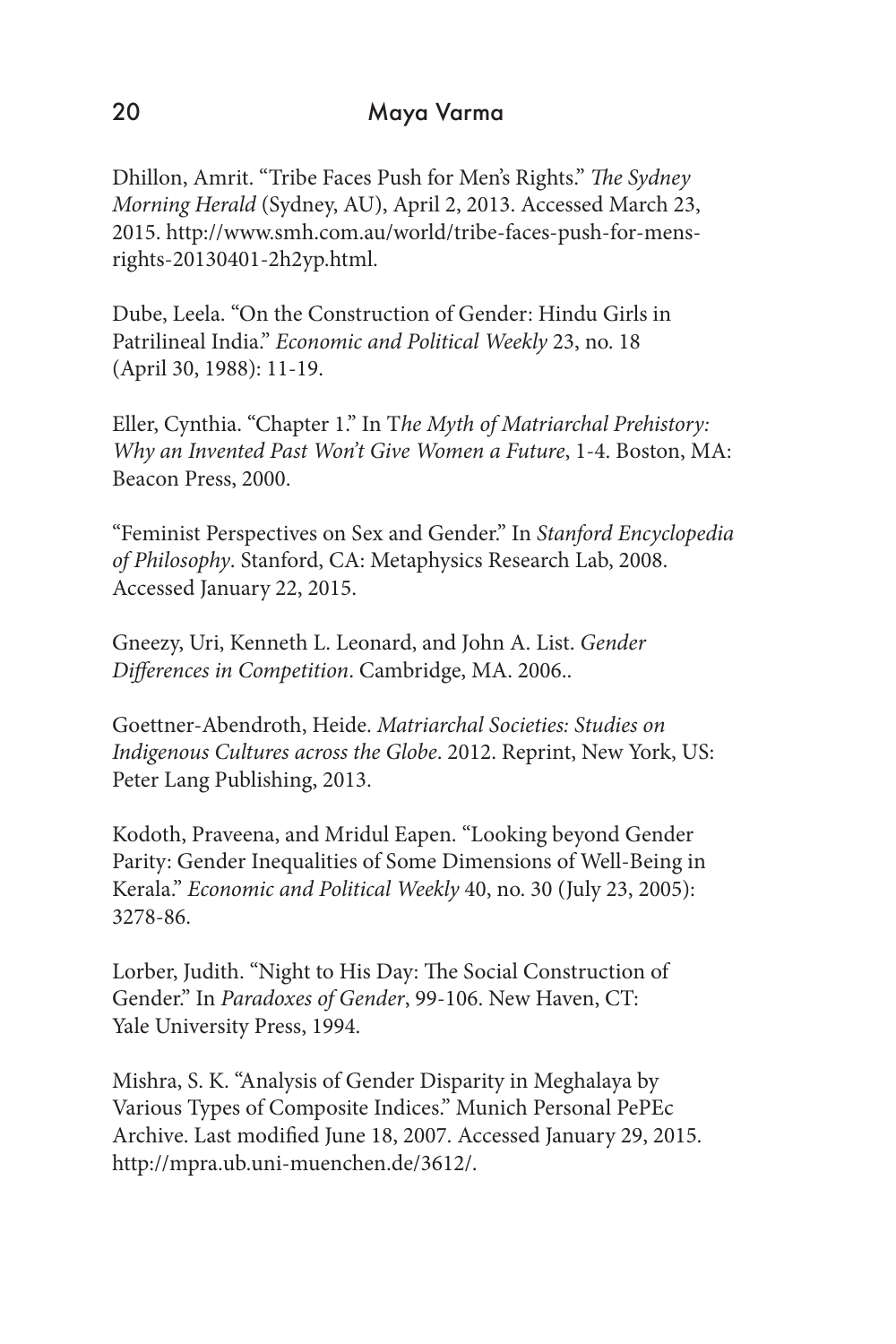Dhillon, Amrit. "Tribe Faces Push for Men's Rights." *The Sydney Morning Herald* (Sydney, AU), April 2, 2013. Accessed March 23, 2015. http://www.smh.com.au/world/tribe-faces-push-for-mens-rights-20130401-2h2yp.html.

Dube, Leela. "On the Construction of Gender: Hindu Girls in Patrilineal India." *Economic and Political Weekly* 23, no. 18 (April 30, 1988): 11-19.

Eller, Cynthia. "Chapter 1." In T*he Myth of Matriarchal Prehistory: Why an Invented Past Won't Give Women a Future*, 1-4. Boston, MA: Beacon Press, 2000.

"Feminist Perspectives on Sex and Gender." In *Stanford Encyclopedia of Philosophy*. Stanford, CA: Metaphysics Research Lab, 2008. Accessed January 22, 2015.

Gneezy, Uri, Kenneth L. Leonard, and John A. List. *Gender Differences in Competition*. Cambridge, MA. 2006..

Goettner-Abendroth, Heide. *Matriarchal Societies: Studies on Indigenous Cultures across the Globe*. 2012. Reprint, New York, US: Peter Lang Publishing, 2013.

Kodoth, Praveena, and Mridul Eapen. "Looking beyond Gender Parity: Gender Inequalities of Some Dimensions of Well-Being in Kerala." *Economic and Political Weekly* 40, no. 30 (July 23, 2005): 3278-86.

Lorber, Judith. "Night to His Day: The Social Construction of Gender." In *Paradoxes of Gender*, 99-106. New Haven, CT: Yale University Press, 1994.

Mishra, S. K. "Analysis of Gender Disparity in Meghalaya by Various Types of Composite Indices." Munich Personal PePEc Archive. Last modified June 18, 2007. Accessed January 29, 2015. http://mpra.ub.uni-muenchen.de/3612/.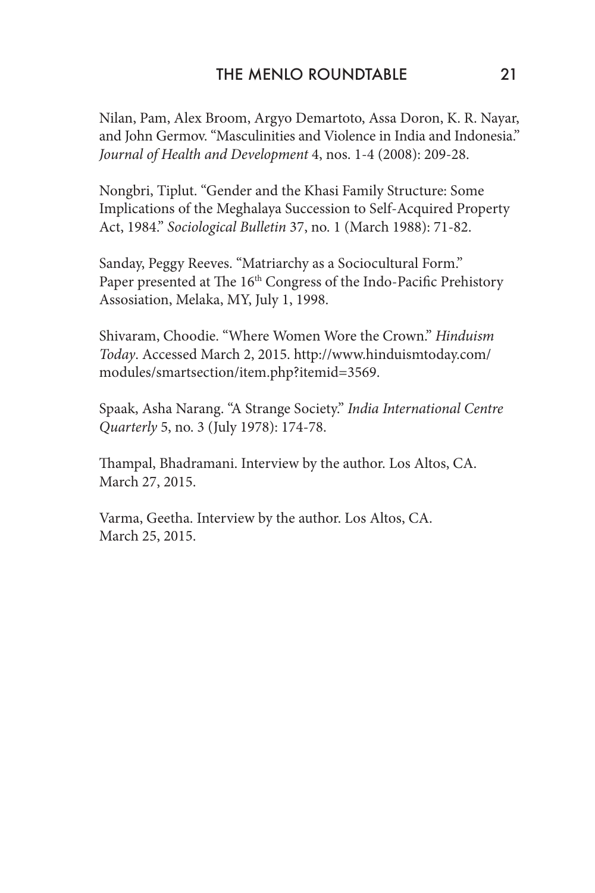Nilan, Pam, Alex Broom, Argyo Demartoto, Assa Doron, K. R. Nayar, and John Germov. "Masculinities and Violence in India and Indonesia." *Journal of Health and Development* 4, nos. 1-4 (2008): 209-28.

Nongbri, Tiplut. "Gender and the Khasi Family Structure: Some Implications of the Meghalaya Succession to Self-Acquired Property Act, 1984." *Sociological Bulletin* 37, no. 1 (March 1988): 71-82.

Sanday, Peggy Reeves. "Matriarchy as a Sociocultural Form." Paper presented at The 16th Congress of the Indo-Pacific Prehistory Assosiation, Melaka, MY, July 1, 1998.

Shivaram, Choodie. "Where Women Wore the Crown." *Hinduism Today*. Accessed March 2, 2015. http://www.hinduismtoday.com/modules/smartsection/item.php?itemid=3569.

Spaak, Asha Narang. "A Strange Society." *India International Centre Quarterly* 5, no. 3 (July 1978): 174-78.

Thampal, Bhadramani. Interview by the author. Los Altos, CA. March 27, 2015.

Varma, Geetha. Interview by the author. Los Altos, CA. March 25, 2015.